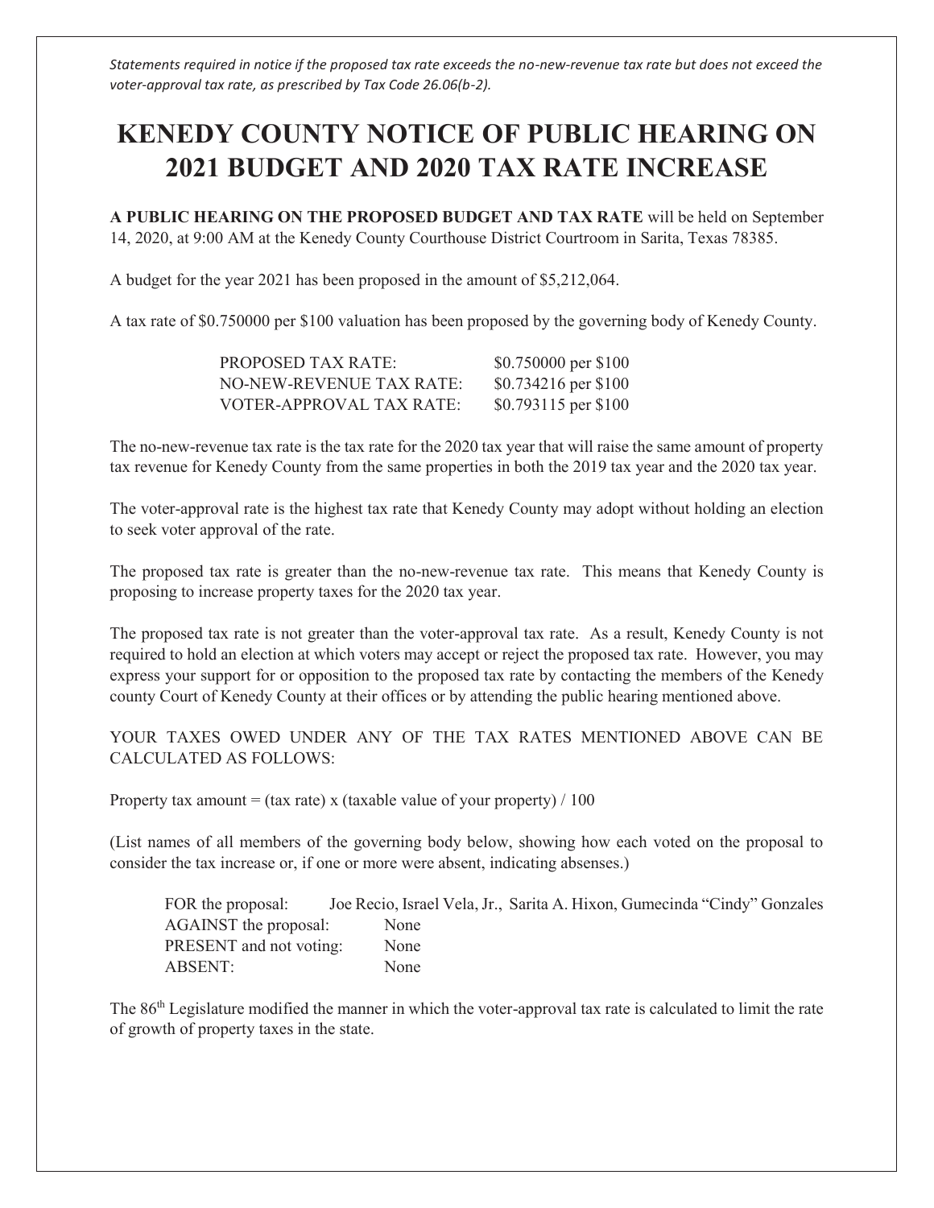*Statements required in notice if the proposed tax rate exceeds the no-new-revenue tax rate but does not exceed the voter-approval tax rate, as prescribed by Tax Code 26.06(b-2).*

# KENEDY COUNTY NOTICE OF PUBLIC HEARING ON 2021 BUDGET AND 2020 TAX RATE INCREASE

**A PUBLIC HEARING ON THE PROPOSED BUDGET AND TAX RATE** will be held on September 14, 2020, at 9:00 AM at the Kenedy County Courthouse District Courtroom in Sarita, Texas 78385.

A budget for the year 2021 has been proposed in the amount of $5,212,064.

A tax rate of $0.750000 per $100 valuation has been proposed by the governing body of Kenedy County.

| | |
|---|---|
| PROPOSED TAX RATE: | $0.750000 per $100 |
| NO-NEW-REVENUE TAX RATE: | $0.734216 per $100 |
| VOTER-APPROVAL TAX RATE: | $0.793115 per $100 |

The no-new-revenue tax rate is the tax rate for the 2020 tax year that will raise the same amount of property tax revenue for Kenedy County from the same properties in both the 2019 tax year and the 2020 tax year.

The voter-approval rate is the highest tax rate that Kenedy County may adopt without holding an election to seek voter approval of the rate.

The proposed tax rate is greater than the no-new-revenue tax rate. This means that Kenedy County is proposing to increase property taxes for the 2020 tax year.

The proposed tax rate is not greater than the voter-approval tax rate. As a result, Kenedy County is not required to hold an election at which voters may accept or reject the proposed tax rate. However, you may express your support for or opposition to the proposed tax rate by contacting the members of the Kenedy county Court of Kenedy County at their offices or by attending the public hearing mentioned above.

YOUR TAXES OWED UNDER ANY OF THE TAX RATES MENTIONED ABOVE CAN BE CALCULATED AS FOLLOWS:

Property tax amount = (tax rate) x (taxable value of your property) / 100

(List names of all members of the governing body below, showing how each voted on the proposal to consider the tax increase or, if one or more were absent, indicating absenses.)

| | |
|---|---|
| FOR the proposal: | Joe Recio, Israel Vela, Jr., Sarita A. Hixon, Gumecinda "Cindy" Gonzales |
| AGAINST the proposal: | None |
| PRESENT and not voting: | None |
| ABSENT: | None |

The 86th Legislature modified the manner in which the voter-approval tax rate is calculated to limit the rate of growth of property taxes in the state.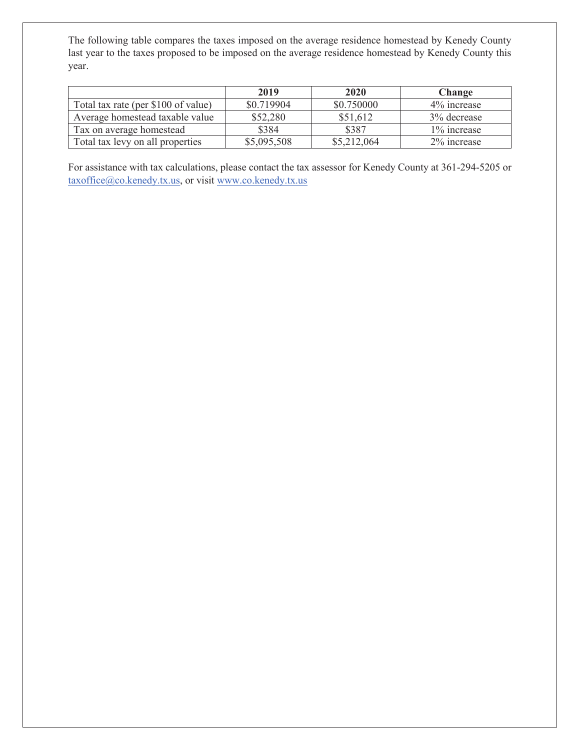The following table compares the taxes imposed on the average residence homestead by Kenedy County last year to the taxes proposed to be imposed on the average residence homestead by Kenedy County this year.

| | 2019 | 2020 | Change |
|---|---|---|---|
| Total tax rate (per $100 of value) | $0.719904 | $0.750000 | 4% increase |
| Average homestead taxable value | $52,280 | $51,612 | 3% decrease |
| Tax on average homestead | $384 | $387 | 1% increase |
| Total tax levy on all properties | $5,095,508 | $5,212,064 | 2% increase |

For assistance with tax calculations, please contact the tax assessor for Kenedy County at 361-294-5205 or taxoffice@co.kenedy.tx.us, or visit www.co.kenedy.tx.us